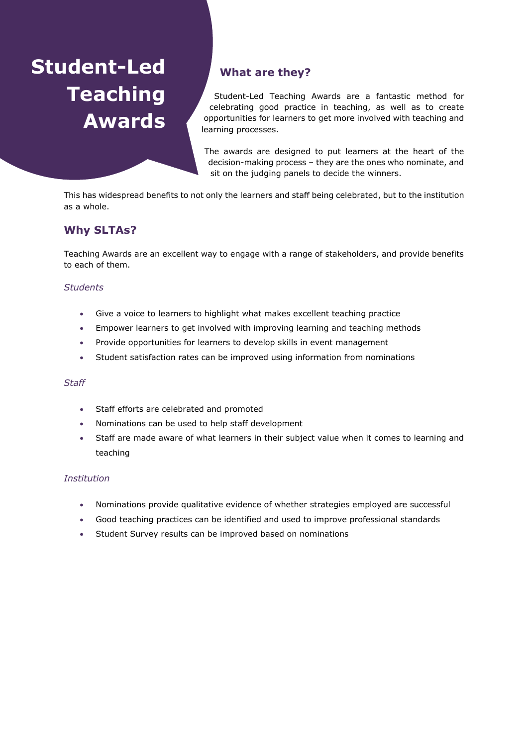# Student-Led Teaching Awards

## What are they?

Student-Led Teaching Awards are a fantastic method for celebrating good practice in teaching, as well as to create opportunities for learners to get more involved with teaching and learning processes.

The awards are designed to put learners at the heart of the decision-making process – they are the ones who nominate, and sit on the judging panels to decide the winners.

This has widespread benefits to not only the learners and staff being celebrated, but to the institution as a whole.

## Why SLTAs?

Teaching Awards are an excellent way to engage with a range of stakeholders, and provide benefits to each of them.

### *Students*

- Give a voice to learners to highlight what makes excellent teaching practice
- Empower learners to get involved with improving learning and teaching methods
- Provide opportunities for learners to develop skills in event management
- Student satisfaction rates can be improved using information from nominations

### *Staff*

- Staff efforts are celebrated and promoted
- Nominations can be used to help staff development
- Staff are made aware of what learners in their subject value when it comes to learning and teaching

### *Institution*

- Nominations provide qualitative evidence of whether strategies employed are successful
- Good teaching practices can be identified and used to improve professional standards
- Student Survey results can be improved based on nominations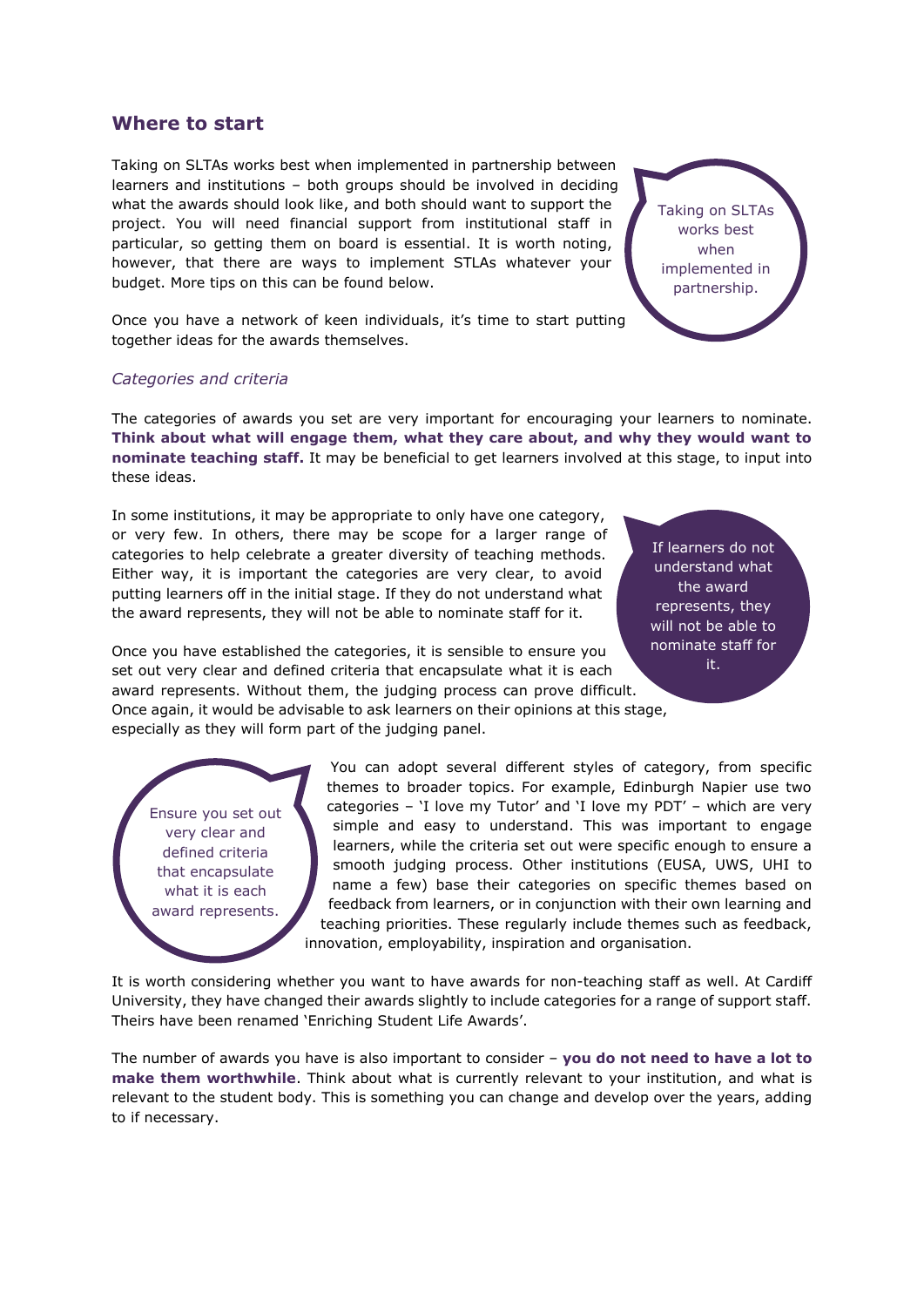## Where to start

Taking on SLTAs works best when implemented in partnership between learners and institutions – both groups should be involved in deciding what the awards should look like, and both should want to support the project. You will need financial support from institutional staff in particular, so getting them on board is essential. It is worth noting, however, that there are ways to implement STLAs whatever your budget. More tips on this can be found below.

> Taking on SLTAs works best when implemented in partnership.

Once you have a network of keen individuals, it's time to start putting together ideas for the awards themselves.

### *Categories and criteria*

The categories of awards you set are very important for encouraging your learners to nominate. **Think about what will engage them, what they care about, and why they would want to nominate teaching staff.** It may be beneficial to get learners involved at this stage, to input into these ideas.

In some institutions, it may be appropriate to only have one category, or very few. In others, there may be scope for a larger range of categories to help celebrate a greater diversity of teaching methods. Either way, it is important the categories are very clear, to avoid putting learners off in the initial stage. If they do not understand what the award represents, they will not be able to nominate staff for it.

> If learners do not understand what the award represents, they will not be able to nominate staff for it.

Once you have established the categories, it is sensible to ensure you set out very clear and defined criteria that encapsulate what it is each award represents. Without them, the judging process can prove difficult. Once again, it would be advisable to ask learners on their opinions at this stage, especially as they will form part of the judging panel.

> Ensure you set out very clear and defined criteria that encapsulate what it is each award represents.

You can adopt several different styles of category, from specific themes to broader topics. For example, Edinburgh Napier use two categories – 'I love my Tutor' and 'I love my PDT' – which are very simple and easy to understand. This was important to engage learners, while the criteria set out were specific enough to ensure a smooth judging process. Other institutions (EUSA, UWS, UHI to name a few) base their categories on specific themes based on feedback from learners, or in conjunction with their own learning and teaching priorities. These regularly include themes such as feedback, innovation, employability, inspiration and organisation.

It is worth considering whether you want to have awards for non-teaching staff as well. At Cardiff University, they have changed their awards slightly to include categories for a range of support staff. Theirs have been renamed 'Enriching Student Life Awards'.

The number of awards you have is also important to consider – **you do not need to have a lot to make them worthwhile**. Think about what is currently relevant to your institution, and what is relevant to the student body. This is something you can change and develop over the years, adding to if necessary.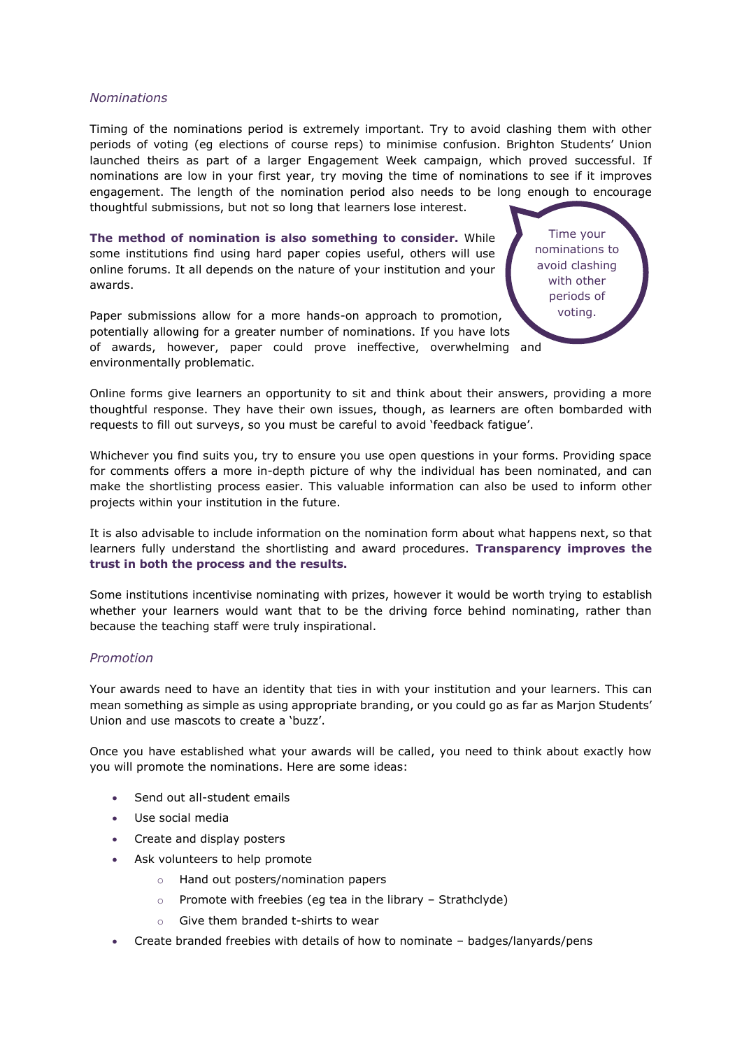### *Nominations*

Timing of the nominations period is extremely important. Try to avoid clashing them with other periods of voting (eg elections of course reps) to minimise confusion. Brighton Students' Union launched theirs as part of a larger Engagement Week campaign, which proved successful. If nominations are low in your first year, try moving the time of nominations to see if it improves engagement. The length of the nomination period also needs to be long enough to encourage thoughtful submissions, but not so long that learners lose interest.

> Time your nominations to avoid clashing with other periods of voting.

**The method of nomination is also something to consider.** While some institutions find using hard paper copies useful, others will use online forums. It all depends on the nature of your institution and your awards.

Paper submissions allow for a more hands-on approach to promotion, potentially allowing for a greater number of nominations. If you have lots of awards, however, paper could prove ineffective, overwhelming and environmentally problematic.

Online forms give learners an opportunity to sit and think about their answers, providing a more thoughtful response. They have their own issues, though, as learners are often bombarded with requests to fill out surveys, so you must be careful to avoid 'feedback fatigue'.

Whichever you find suits you, try to ensure you use open questions in your forms. Providing space for comments offers a more in-depth picture of why the individual has been nominated, and can make the shortlisting process easier. This valuable information can also be used to inform other projects within your institution in the future.

It is also advisable to include information on the nomination form about what happens next, so that learners fully understand the shortlisting and award procedures. **Transparency improves the trust in both the process and the results.**

Some institutions incentivise nominating with prizes, however it would be worth trying to establish whether your learners would want that to be the driving force behind nominating, rather than because the teaching staff were truly inspirational.

### *Promotion*

Your awards need to have an identity that ties in with your institution and your learners. This can mean something as simple as using appropriate branding, or you could go as far as Marjon Students' Union and use mascots to create a 'buzz'.

Once you have established what your awards will be called, you need to think about exactly how you will promote the nominations. Here are some ideas:

- Send out all-student emails
- Use social media
- Create and display posters
- Ask volunteers to help promote
  - Hand out posters/nomination papers
  - Promote with freebies (eg tea in the library – Strathclyde)
  - Give them branded t-shirts to wear
- Create branded freebies with details of how to nominate – badges/lanyards/pens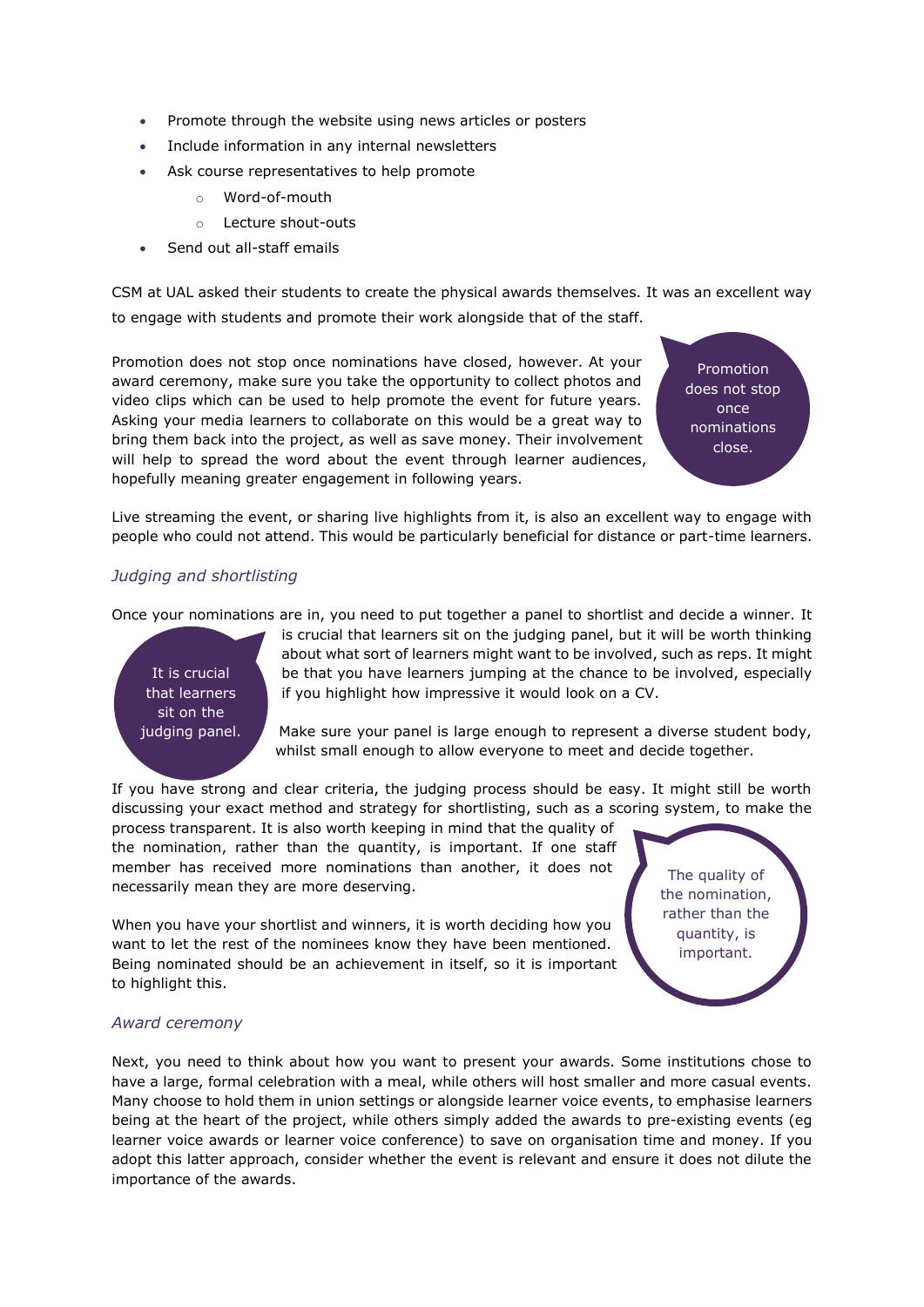- Promote through the website using news articles or posters
- Include information in any internal newsletters
- Ask course representatives to help promote
    - Word-of-mouth
    - Lecture shout-outs
- Send out all-staff emails

CSM at UAL asked their students to create the physical awards themselves. It was an excellent way to engage with students and promote their work alongside that of the staff.

Promotion does not stop once nominations have closed, however. At your award ceremony, make sure you take the opportunity to collect photos and video clips which can be used to help promote the event for future years. Asking your media learners to collaborate on this would be a great way to bring them back into the project, as well as save money. Their involvement will help to spread the word about the event through learner audiences, hopefully meaning greater engagement in following years.

> Promotion does not stop once nominations close.

Live streaming the event, or sharing live highlights from it, is also an excellent way to engage with people who could not attend. This would be particularly beneficial for distance or part-time learners.

### *Judging and shortlisting*

Once your nominations are in, you need to put together a panel to shortlist and decide a winner. It is crucial that learners sit on the judging panel, but it will be worth thinking about what sort of learners might want to be involved, such as reps. It might be that you have learners jumping at the chance to be involved, especially if you highlight how impressive it would look on a CV.

> It is crucial that learners sit on the judging panel.

Make sure your panel is large enough to represent a diverse student body, whilst small enough to allow everyone to meet and decide together.

If you have strong and clear criteria, the judging process should be easy. It might still be worth discussing your exact method and strategy for shortlisting, such as a scoring system, to make the process transparent. It is also worth keeping in mind that the quality of the nomination, rather than the quantity, is important. If one staff member has received more nominations than another, it does not necessarily mean they are more deserving.

> The quality of the nomination, rather than the quantity, is important.

When you have your shortlist and winners, it is worth deciding how you want to let the rest of the nominees know they have been mentioned. Being nominated should be an achievement in itself, so it is important to highlight this.

### *Award ceremony*

Next, you need to think about how you want to present your awards. Some institutions chose to have a large, formal celebration with a meal, while others will host smaller and more casual events. Many choose to hold them in union settings or alongside learner voice events, to emphasise learners being at the heart of the project, while others simply added the awards to pre-existing events (eg learner voice awards or learner voice conference) to save on organisation time and money. If you adopt this latter approach, consider whether the event is relevant and ensure it does not dilute the importance of the awards.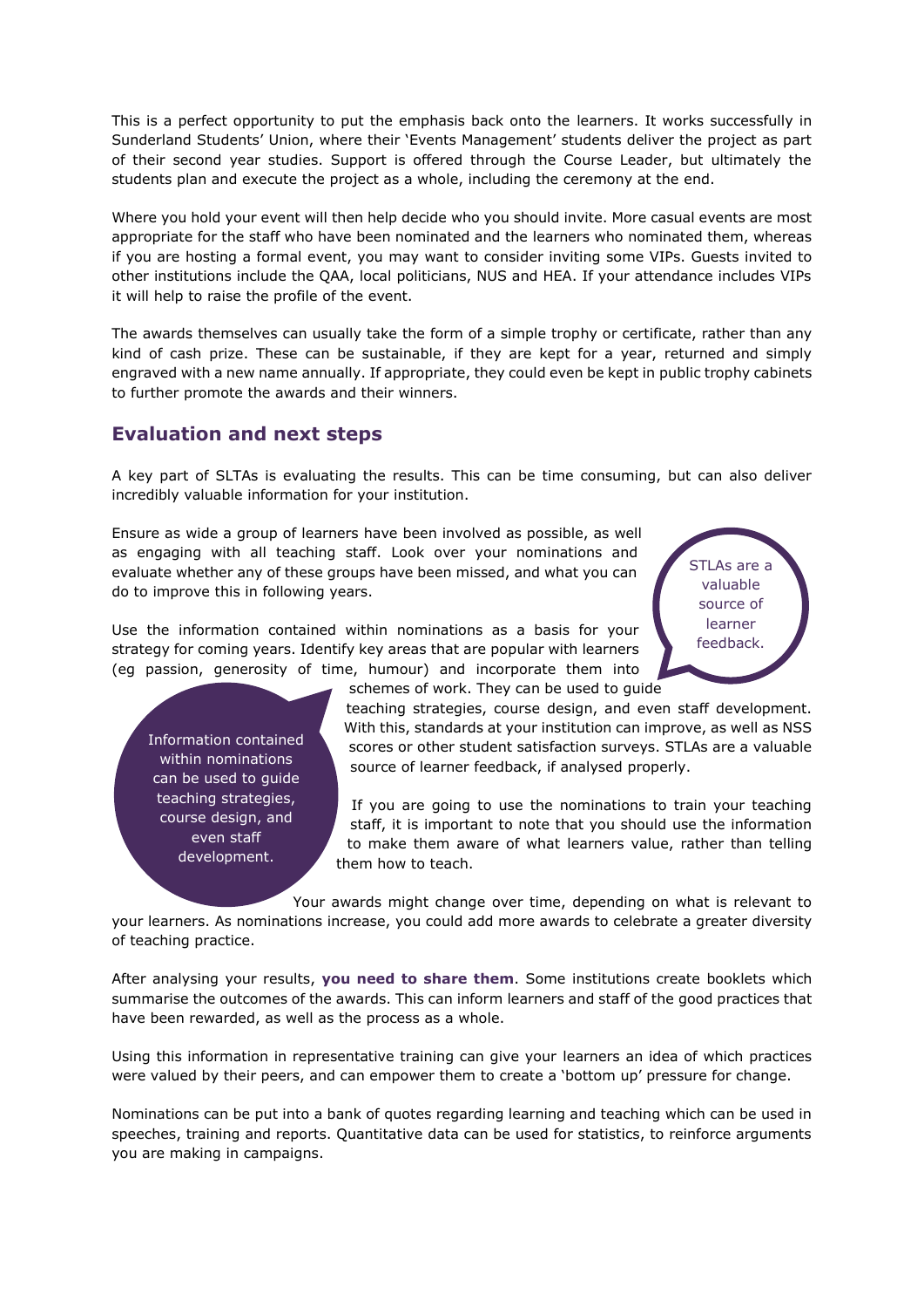This is a perfect opportunity to put the emphasis back onto the learners. It works successfully in Sunderland Students' Union, where their 'Events Management' students deliver the project as part of their second year studies. Support is offered through the Course Leader, but ultimately the students plan and execute the project as a whole, including the ceremony at the end.

Where you hold your event will then help decide who you should invite. More casual events are most appropriate for the staff who have been nominated and the learners who nominated them, whereas if you are hosting a formal event, you may want to consider inviting some VIPs. Guests invited to other institutions include the QAA, local politicians, NUS and HEA. If your attendance includes VIPs it will help to raise the profile of the event.

The awards themselves can usually take the form of a simple trophy or certificate, rather than any kind of cash prize. These can be sustainable, if they are kept for a year, returned and simply engraved with a new name annually. If appropriate, they could even be kept in public trophy cabinets to further promote the awards and their winners.

## Evaluation and next steps

A key part of SLTAs is evaluating the results. This can be time consuming, but can also deliver incredibly valuable information for your institution.

Ensure as wide a group of learners have been involved as possible, as well as engaging with all teaching staff. Look over your nominations and evaluate whether any of these groups have been missed, and what you can do to improve this in following years.

> STLAs are a valuable source of learner feedback.

Use the information contained within nominations as a basis for your strategy for coming years. Identify key areas that are popular with learners (eg passion, generosity of time, humour) and incorporate them into schemes of work. They can be used to guide teaching strategies, course design, and even staff development. With this, standards at your institution can improve, as well as NSS scores or other student satisfaction surveys. STLAs are a valuable source of learner feedback, if analysed properly.

> Information contained within nominations can be used to guide teaching strategies, course design, and even staff development.

If you are going to use the nominations to train your teaching staff, it is important to note that you should use the information to make them aware of what learners value, rather than telling them how to teach.

Your awards might change over time, depending on what is relevant to your learners. As nominations increase, you could add more awards to celebrate a greater diversity of teaching practice.

After analysing your results, **you need to share them**. Some institutions create booklets which summarise the outcomes of the awards. This can inform learners and staff of the good practices that have been rewarded, as well as the process as a whole.

Using this information in representative training can give your learners an idea of which practices were valued by their peers, and can empower them to create a 'bottom up' pressure for change.

Nominations can be put into a bank of quotes regarding learning and teaching which can be used in speeches, training and reports. Quantitative data can be used for statistics, to reinforce arguments you are making in campaigns.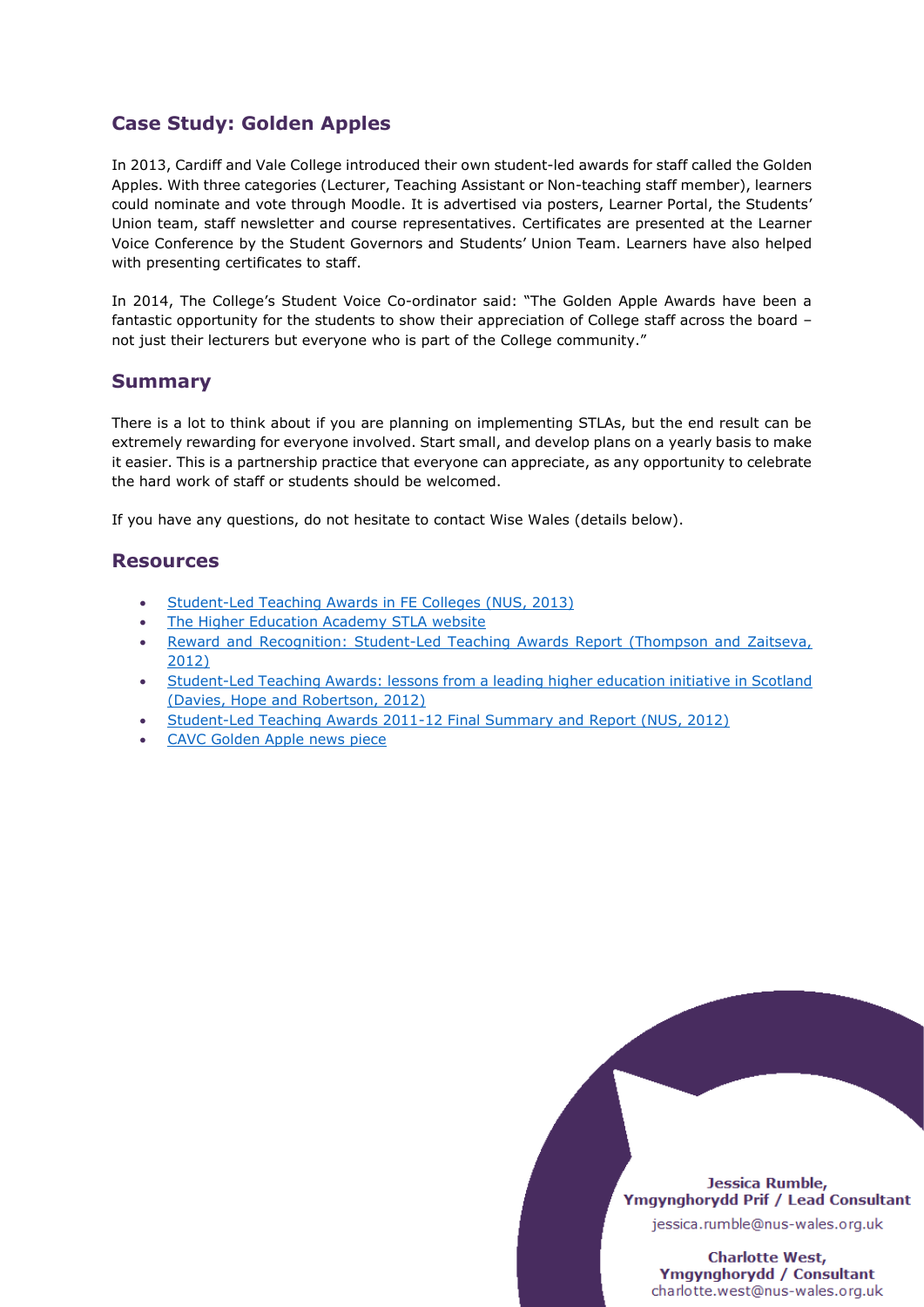## Case Study: Golden Apples

In 2013, Cardiff and Vale College introduced their own student-led awards for staff called the Golden Apples. With three categories (Lecturer, Teaching Assistant or Non-teaching staff member), learners could nominate and vote through Moodle. It is advertised via posters, Learner Portal, the Students' Union team, staff newsletter and course representatives. Certificates are presented at the Learner Voice Conference by the Student Governors and Students' Union Team. Learners have also helped with presenting certificates to staff.

In 2014, The College's Student Voice Co-ordinator said: "The Golden Apple Awards have been a fantastic opportunity for the students to show their appreciation of College staff across the board – not just their lecturers but everyone who is part of the College community."

## Summary

There is a lot to think about if you are planning on implementing STLAs, but the end result can be extremely rewarding for everyone involved. Start small, and develop plans on a yearly basis to make it easier. This is a partnership practice that everyone can appreciate, as any opportunity to celebrate the hard work of staff or students should be welcomed.

If you have any questions, do not hesitate to contact Wise Wales (details below).

## Resources

- Student-Led Teaching Awards in FE Colleges (NUS, 2013)
- The Higher Education Academy STLA website
- Reward and Recognition: Student-Led Teaching Awards Report (Thompson and Zaitseva, 2012)
- Student-Led Teaching Awards: lessons from a leading higher education initiative in Scotland (Davies, Hope and Robertson, 2012)
- Student-Led Teaching Awards 2011-12 Final Summary and Report (NUS, 2012)
- CAVC Golden Apple news piece

**Jessica Rumble,**
**Ymgynghorydd Prif / Lead Consultant**
jessica.rumble@nus-wales.org.uk

**Charlotte West,**
**Ymgynghorydd / Consultant**
charlotte.west@nus-wales.org.uk